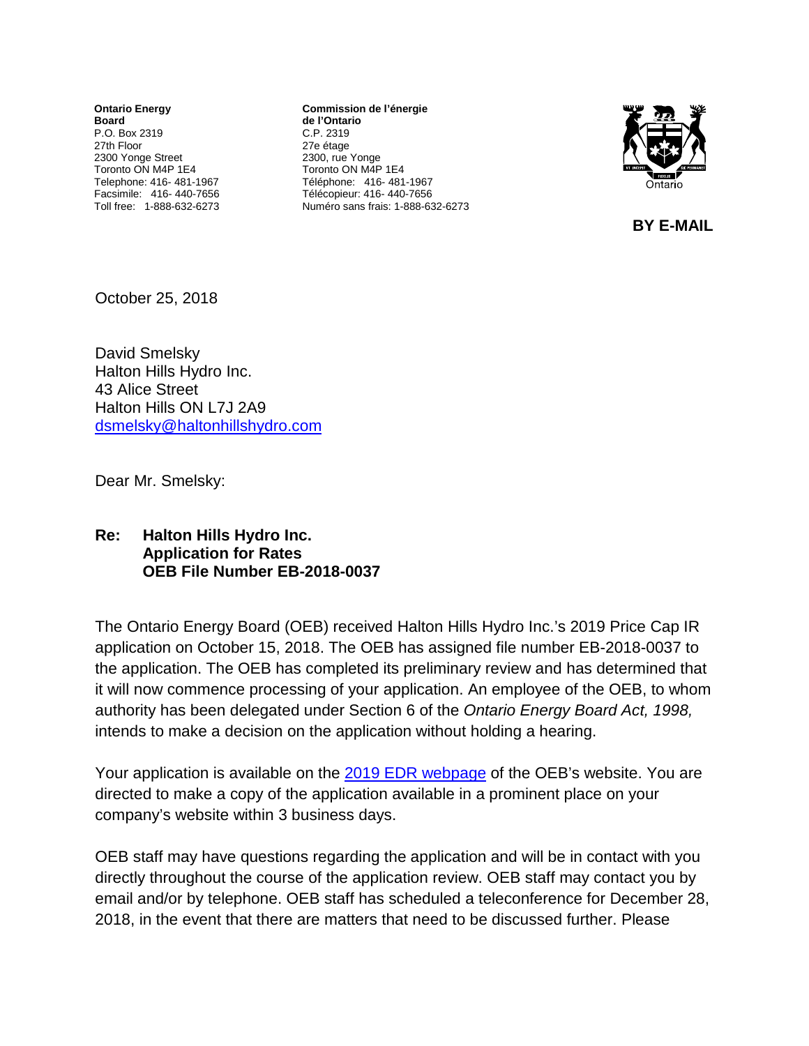**Ontario Energy Board**
P.O. Box 2319
27th Floor
2300 Yonge Street
Toronto ON M4P 1E4
Telephone: 416- 481-1967
Facsimile: 416- 440-7656
Toll free: 1-888-632-6273

**Commission de l'énergie de l'Ontario**
C.P. 2319
27e étage
2300, rue Yonge
Toronto ON M4P 1E4
Téléphone: 416- 481-1967
Télécopieur: 416- 440-7656
Numéro sans frais: 1-888-632-6273

**BY E-MAIL**

October 25, 2018

David Smelsky
Halton Hills Hydro Inc.
43 Alice Street
Halton Hills ON L7J 2A9
[dsmelsky@haltonhillshydro.com](mailto:dsmelsky@haltonhillshydro.com)

Dear Mr. Smelsky:

**Re: Halton Hills Hydro Inc.**
**Application for Rates**
**OEB File Number EB-2018-0037**

The Ontario Energy Board (OEB) received Halton Hills Hydro Inc.'s 2019 Price Cap IR application on October 15, 2018. The OEB has assigned file number EB-2018-0037 to the application. The OEB has completed its preliminary review and has determined that it will now commence processing of your application. An employee of the OEB, to whom authority has been delegated under Section 6 of the *Ontario Energy Board Act, 1998,* intends to make a decision on the application without holding a hearing.

Your application is available on the 2019 EDR webpage of the OEB's website. You are directed to make a copy of the application available in a prominent place on your company's website within 3 business days.

OEB staff may have questions regarding the application and will be in contact with you directly throughout the course of the application review. OEB staff may contact you by email and/or by telephone. OEB staff has scheduled a teleconference for December 28, 2018, in the event that there are matters that need to be discussed further. Please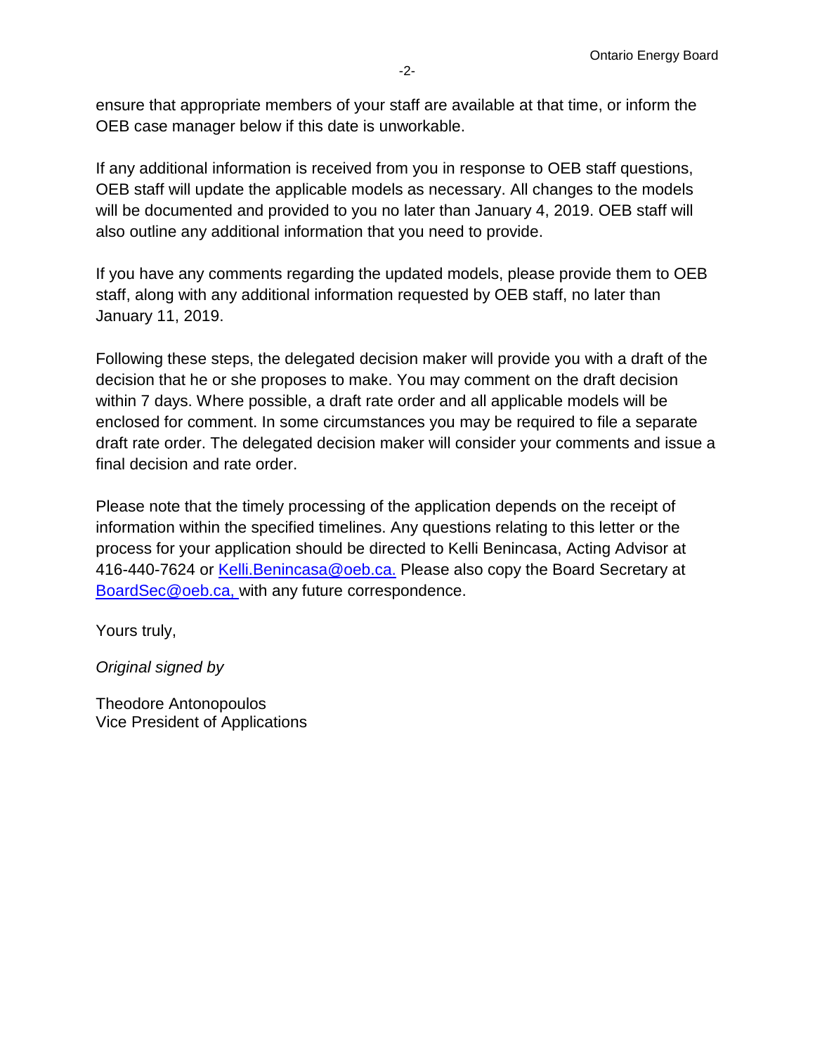ensure that appropriate members of your staff are available at that time, or inform the OEB case manager below if this date is unworkable.

If any additional information is received from you in response to OEB staff questions, OEB staff will update the applicable models as necessary. All changes to the models will be documented and provided to you no later than January 4, 2019. OEB staff will also outline any additional information that you need to provide.

If you have any comments regarding the updated models, please provide them to OEB staff, along with any additional information requested by OEB staff, no later than January 11, 2019.

Following these steps, the delegated decision maker will provide you with a draft of the decision that he or she proposes to make. You may comment on the draft decision within 7 days. Where possible, a draft rate order and all applicable models will be enclosed for comment. In some circumstances you may be required to file a separate draft rate order. The delegated decision maker will consider your comments and issue a final decision and rate order.

Please note that the timely processing of the application depends on the receipt of information within the specified timelines. Any questions relating to this letter or the process for your application should be directed to Kelli Benincasa, Acting Advisor at 416-440-7624 or Kelli.Benincasa@oeb.ca. Please also copy the Board Secretary at BoardSec@oeb.ca, with any future correspondence.

Yours truly,

*Original signed by*

Theodore Antonopoulos
Vice President of Applications